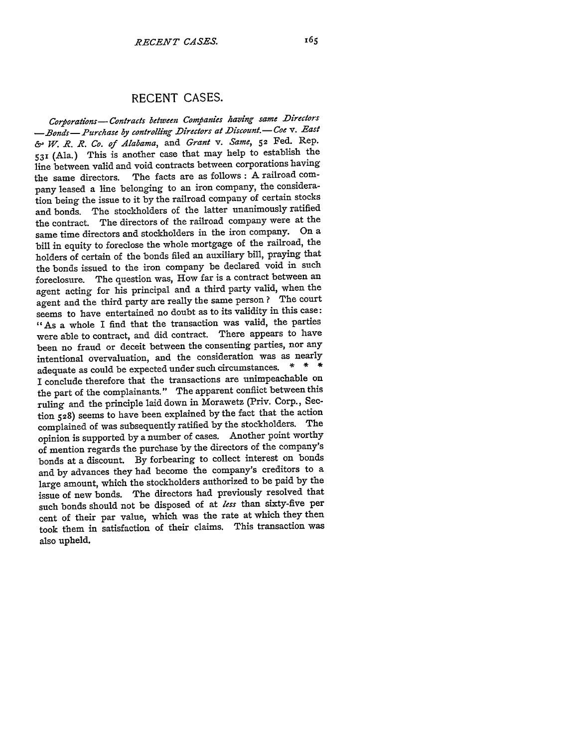# RECENT CASES.

*Corporations—Contracts between Companies having same Directors—Bonds—Purchase by controlling Directors at Discount.*—*Coe* v. *East & W. R. R. Co. of Alabama*, and *Grant* v. *Same*, 52 Fed. Rep. 531 (Ala.) This is another case that may help to establish the line between valid and void contracts between corporations having the same directors. The facts are as follows: A railroad company leased a line belonging to an iron company, the consideration being the issue to it by the railroad company of certain stocks and bonds. The stockholders of the latter unanimously ratified the contract. The directors of the railroad company were at the same time directors and stockholders in the iron company. On a bill in equity to foreclose the whole mortgage of the railroad, the holders of certain of the bonds filed an auxiliary bill, praying that the bonds issued to the iron company be declared void in such foreclosure. The question was, How far is a contract between an agent acting for his principal and a third party valid, when the agent and the third party are really the same person? The court seems to have entertained no doubt as to its validity in this case: "As a whole I find that the transaction was valid, the parties were able to contract, and did contract. There appears to have been no fraud or deceit between the consenting parties, nor any intentional overvaluation, and the consideration was as nearly adequate as could be expected under such circumstances. * * * I conclude therefore that the transactions are unimpeachable on the part of the complainants." The apparent conflict between this ruling and the principle laid down in Morawetz (Priv. Corp., Section 528) seems to have been explained by the fact that the action complained of was subsequently ratified by the stockholders. The opinion is supported by a number of cases. Another point worthy of mention regards the purchase by the directors of the company's bonds at a discount. By forbearing to collect interest on bonds and by advances they had become the company's creditors to a large amount, which the stockholders authorized to be paid by the issue of new bonds. The directors had previously resolved that such bonds should not be disposed of at *less* than sixty-five per cent of their par value, which was the rate at which they then took them in satisfaction of their claims. This transaction was also upheld.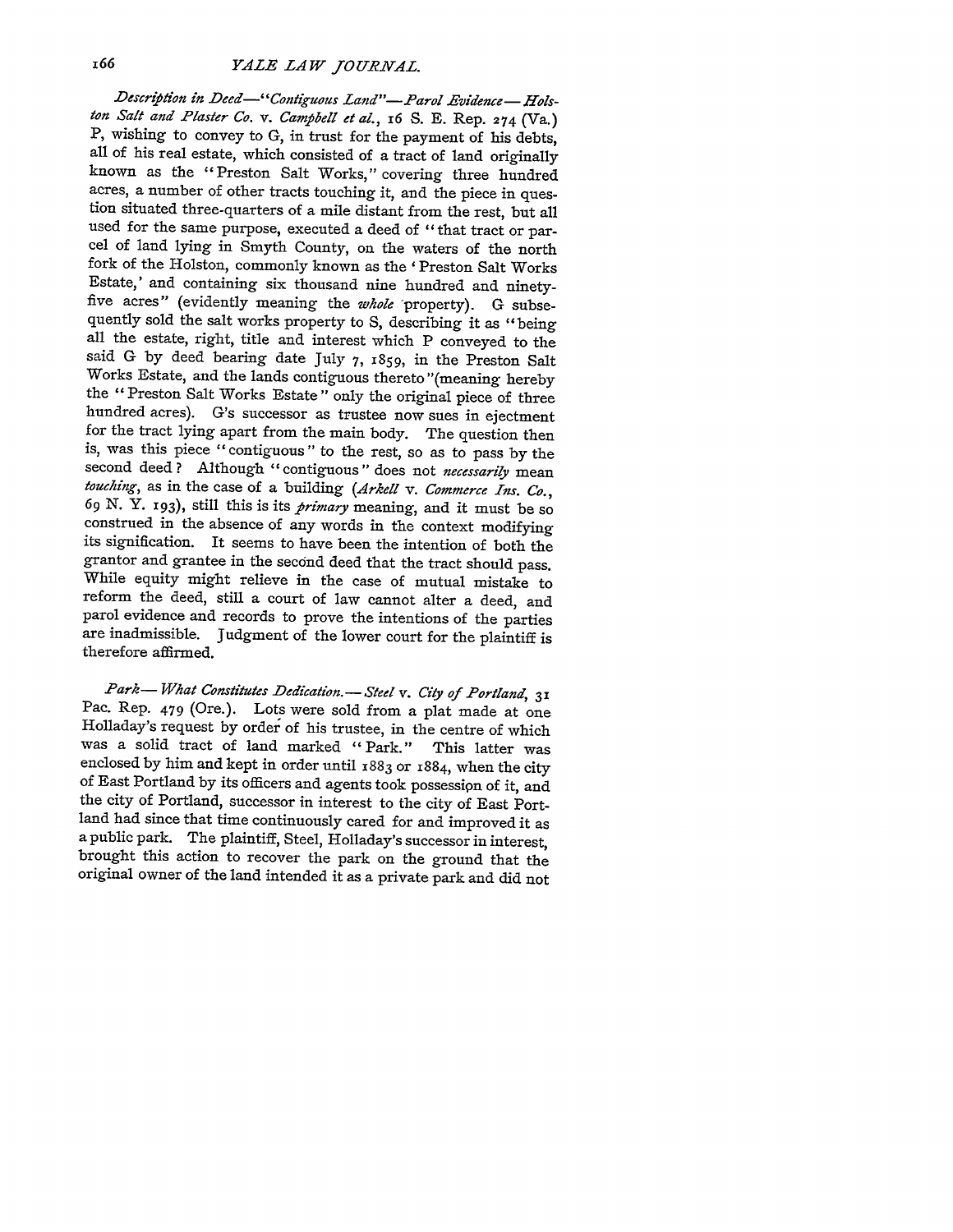*Description in Deed—"Contiguous Land"—Parol Evidence—Holston Salt and Plaster Co.* v. *Campbell et al.*, 16 S. E. Rep. 274 (Va.) P, wishing to convey to G, in trust for the payment of his debts, all of his real estate, which consisted of a tract of land originally known as the "Preston Salt Works," covering three hundred acres, a number of other tracts touching it, and the piece in question situated three-quarters of a mile distant from the rest, but all used for the same purpose, executed a deed of "that tract or parcel of land lying in Smyth County, on the waters of the north fork of the Holston, commonly known as the 'Preston Salt Works Estate,' and containing six thousand nine hundred and ninety-five acres" (evidently meaning the *whole* property). G subsequently sold the salt works property to S, describing it as "being all the estate, right, title and interest which P conveyed to the said G by deed bearing date July 7, 1859, in the Preston Salt Works Estate, and the lands contiguous thereto"(meaning hereby the "Preston Salt Works Estate" only the original piece of three hundred acres). G's successor as trustee now sues in ejectment for the tract lying apart from the main body. The question then is, was this piece "contiguous" to the rest, so as to pass by the second deed? Although "contiguous" does not *necessarily* mean *touching*, as in the case of a building (*Arkell* v. *Commerce Ins. Co.*, 69 N. Y. 193), still this is its *primary* meaning, and it must be so construed in the absence of any words in the context modifying its signification. It seems to have been the intention of both the grantor and grantee in the second deed that the tract should pass. While equity might relieve in the case of mutual mistake to reform the deed, still a court of law cannot alter a deed, and parol evidence and records to prove the intentions of the parties are inadmissible. Judgment of the lower court for the plaintiff is therefore affirmed.

*Park—What Constitutes Dedication.—Steel* v. *City of Portland*, 31 Pac. Rep. 479 (Ore.). Lots were sold from a plat made at one Holladay's request by order of his trustee, in the centre of which was a solid tract of land marked "Park." This latter was enclosed by him and kept in order until 1883 or 1884, when the city of East Portland by its officers and agents took possession of it, and the city of Portland, successor in interest to the city of East Portland had since that time continuously cared for and improved it as a public park. The plaintiff, Steel, Holladay's successor in interest, brought this action to recover the park on the ground that the original owner of the land intended it as a private park and did not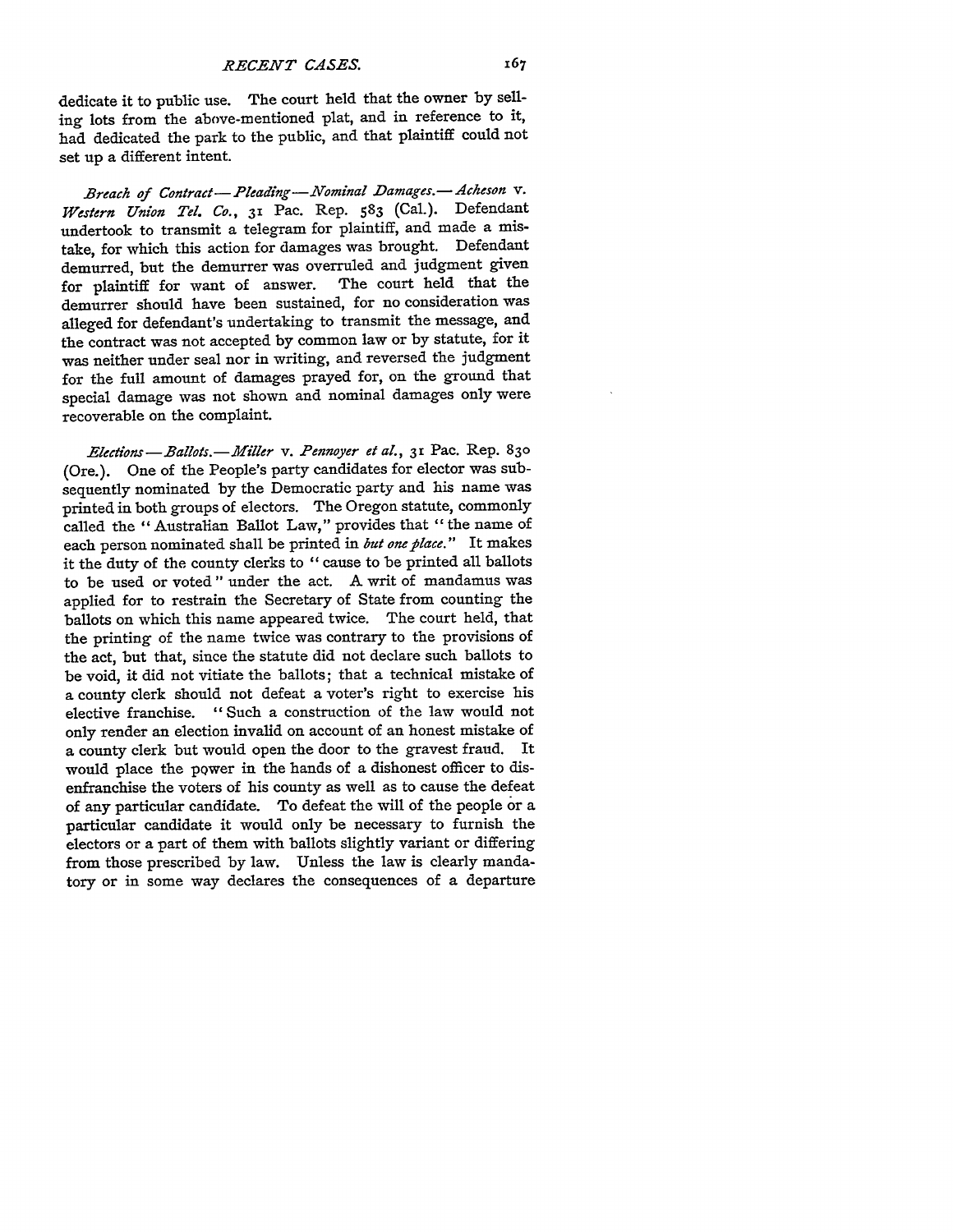dedicate it to public use. The court held that the owner by selling lots from the above-mentioned plat, and in reference to it, had dedicated the park to the public, and that plaintiff could not set up a different intent.

*Breach of Contract—Pleading—Nominal Damages.—Acheson* v. *Western Union Tel. Co.*, 31 Pac. Rep. 583 (Cal.). Defendant undertook to transmit a telegram for plaintiff, and made a mistake, for which this action for damages was brought. Defendant demurred, but the demurrer was overruled and judgment given for plaintiff for want of answer. The court held that the demurrer should have been sustained, for no consideration was alleged for defendant's undertaking to transmit the message, and the contract was not accepted by common law or by statute, for it was neither under seal nor in writing, and reversed the judgment for the full amount of damages prayed for, on the ground that special damage was not shown and nominal damages only were recoverable on the complaint.

*Elections—Ballots.—Miller* v. *Pennoyer et al.*, 31 Pac. Rep. 830 (Ore.). One of the People's party candidates for elector was subsequently nominated by the Democratic party and his name was printed in both groups of electors. The Oregon statute, commonly called the "Australian Ballot Law," provides that "the name of each person nominated shall be printed in *but one place.*" It makes it the duty of the county clerks to "cause to be printed all ballots to be used or voted" under the act. A writ of mandamus was applied for to restrain the Secretary of State from counting the ballots on which this name appeared twice. The court held, that the printing of the name twice was contrary to the provisions of the act, but that, since the statute did not declare such ballots to be void, it did not vitiate the ballots; that a technical mistake of a county clerk should not defeat a voter's right to exercise his elective franchise. "Such a construction of the law would not only render an election invalid on account of an honest mistake of a county clerk but would open the door to the gravest fraud. It would place the power in the hands of a dishonest officer to disenfranchise the voters of his county as well as to cause the defeat of any particular candidate. To defeat the will of the people or a particular candidate it would only be necessary to furnish the electors or a part of them with ballots slightly variant or differing from those prescribed by law. Unless the law is clearly mandatory or in some way declares the consequences of a departure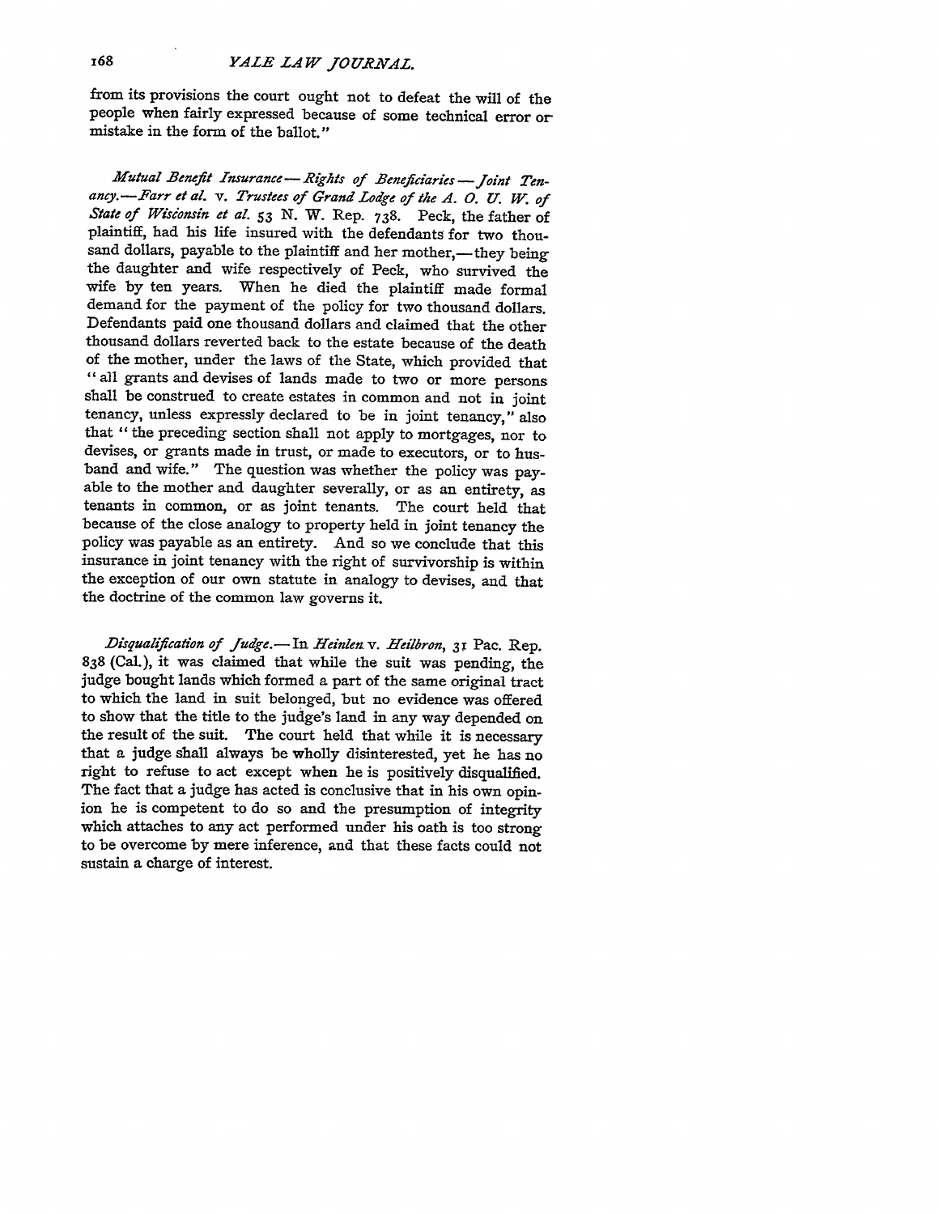from its provisions the court ought not to defeat the will of the people when fairly expressed because of some technical error or mistake in the form of the ballot."

*Mutual Benefit Insurance—Rights of Beneficiaries—Joint Tenancy.—Farr et al.* v. *Trustees of Grand Lodge of the A. O. U. W. of State of Wisconsin et al.* 53 N. W. Rep. 738. Peck, the father of plaintiff, had his life insured with the defendants for two thousand dollars, payable to the plaintiff and her mother,—they being the daughter and wife respectively of Peck, who survived the wife by ten years. When he died the plaintiff made formal demand for the payment of the policy for two thousand dollars. Defendants paid one thousand dollars and claimed that the other thousand dollars reverted back to the estate because of the death of the mother, under the laws of the State, which provided that "all grants and devises of lands made to two or more persons shall be construed to create estates in common and not in joint tenancy, unless expressly declared to be in joint tenancy," also that "the preceding section shall not apply to mortgages, nor to devises, or grants made in trust, or made to executors, or to husband and wife." The question was whether the policy was payable to the mother and daughter severally, or as an entirety, as tenants in common, or as joint tenants. The court held that because of the close analogy to property held in joint tenancy the policy was payable as an entirety. And so we conclude that this insurance in joint tenancy with the right of survivorship is within the exception of our own statute in analogy to devises, and that the doctrine of the common law governs it.

*Disqualification of Judge.*—In *Heinlen* v. *Heilbron*, 31 Pac. Rep. 838 (Cal.), it was claimed that while the suit was pending, the judge bought lands which formed a part of the same original tract to which the land in suit belonged, but no evidence was offered to show that the title to the judge's land in any way depended on the result of the suit. The court held that while it is necessary that a judge shall always be wholly disinterested, yet he has no right to refuse to act except when he is positively disqualified. The fact that a judge has acted is conclusive that in his own opinion he is competent to do so and the presumption of integrity which attaches to any act performed under his oath is too strong to be overcome by mere inference, and that these facts could not sustain a charge of interest.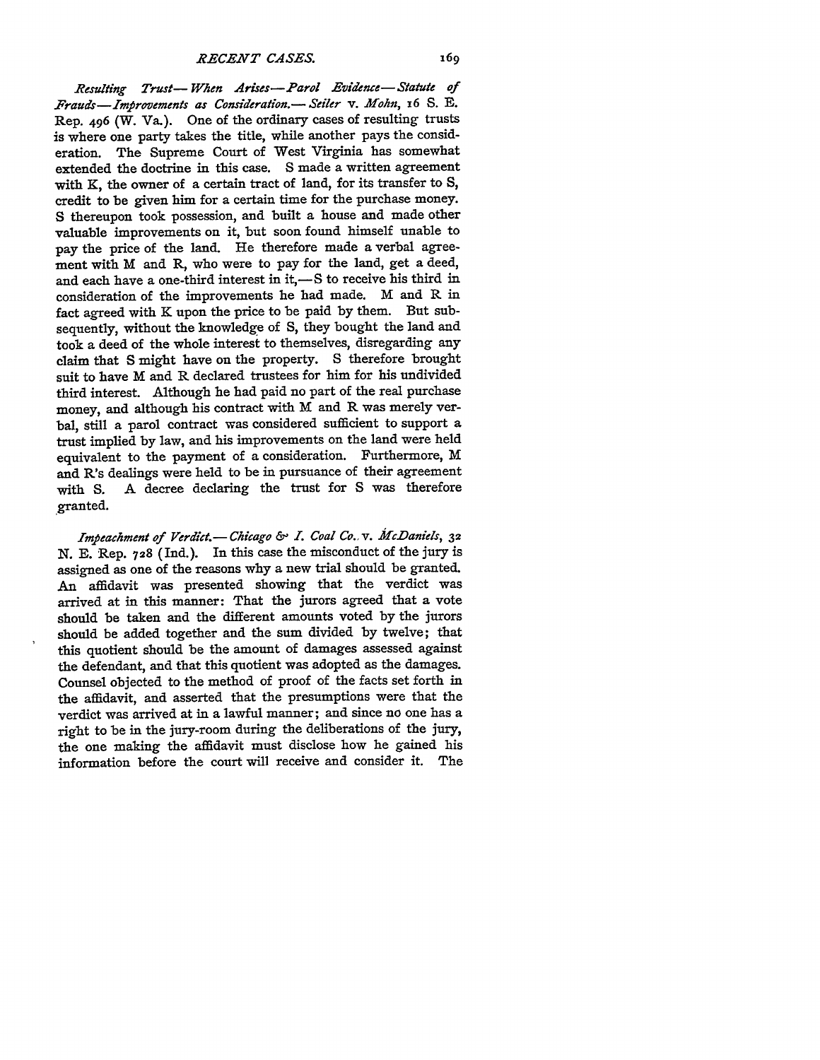*Resulting Trust—When Arises—Parol Evidence—Statute of Frauds—Improvements as Consideration.*—*Seiler* v. *Mohn*, 16 S. E. Rep. 496 (W. Va.). One of the ordinary cases of resulting trusts is where one party takes the title, while another pays the consideration. The Supreme Court of West Virginia has somewhat extended the doctrine in this case. S made a written agreement with K, the owner of a certain tract of land, for its transfer to S, credit to be given him for a certain time for the purchase money. S thereupon took possession, and built a house and made other valuable improvements on it, but soon found himself unable to pay the price of the land. He therefore made a verbal agreement with M and R, who were to pay for the land, get a deed, and each have a one-third interest in it,—S to receive his third in consideration of the improvements he had made. M and R in fact agreed with K upon the price to be paid by them. But subsequently, without the knowledge of S, they bought the land and took a deed of the whole interest to themselves, disregarding any claim that S might have on the property. S therefore brought suit to have M and R declared trustees for him for his undivided third interest. Although he had paid no part of the real purchase money, and although his contract with M and R was merely verbal, still a parol contract was considered sufficient to support a trust implied by law, and his improvements on the land were held equivalent to the payment of a consideration. Furthermore, M and R's dealings were held to be in pursuance of their agreement with S. A decree declaring the trust for S was therefore granted.

*Impeachment of Verdict.*—*Chicago & I. Coal Co.* v. *McDaniels*, 32 N. E. Rep. 728 (Ind.). In this case the misconduct of the jury is assigned as one of the reasons why a new trial should be granted. An affidavit was presented showing that the verdict was arrived at in this manner: That the jurors agreed that a vote should be taken and the different amounts voted by the jurors should be added together and the sum divided by twelve; that this quotient should be the amount of damages assessed against the defendant, and that this quotient was adopted as the damages. Counsel objected to the method of proof of the facts set forth in the affidavit, and asserted that the presumptions were that the verdict was arrived at in a lawful manner; and since no one has a right to be in the jury-room during the deliberations of the jury, the one making the affidavit must disclose how he gained his information before the court will receive and consider it. The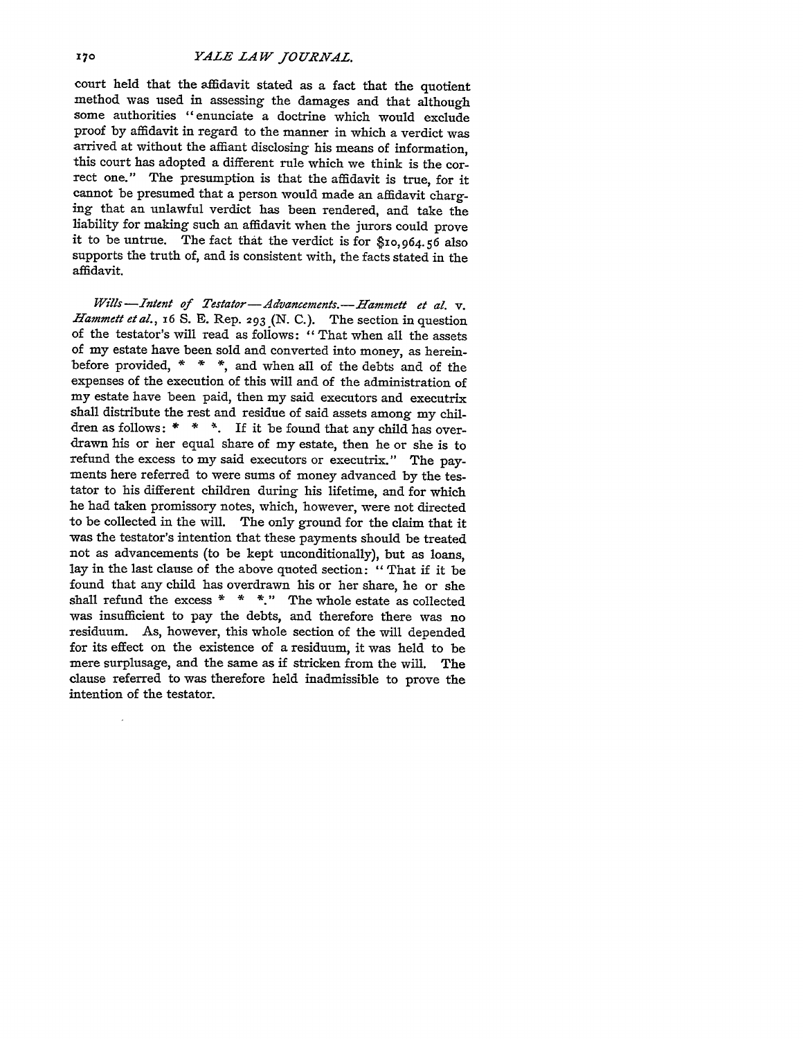court held that the affidavit stated as a fact that the quotient method was used in assessing the damages and that although some authorities "enunciate a doctrine which would exclude proof by affidavit in regard to the manner in which a verdict was arrived at without the affiant disclosing his means of information, this court has adopted a different rule which we think is the correct one." The presumption is that the affidavit is true, for it cannot be presumed that a person would made an affidavit charging that an unlawful verdict has been rendered, and take the liability for making such an affidavit when the jurors could prove it to be untrue. The fact that the verdict is for $10,964.56 also supports the truth of, and is consistent with, the facts stated in the affidavit.

*Wills—Intent of Testator—Advancements.—Hammett et al. v. Hammett et al.*, 16 S. E. Rep. 293 (N. C.). The section in question of the testator's will read as follows: "That when all the assets of my estate have been sold and converted into money, as hereinbefore provided, * * *, and when all of the debts and of the expenses of the execution of this will and of the administration of my estate have been paid, then my said executors and executrix shall distribute the rest and residue of said assets among my children as follows: * * *. If it be found that any child has overdrawn his or her equal share of my estate, then he or she is to refund the excess to my said executors or executrix." The payments here referred to were sums of money advanced by the testator to his different children during his lifetime, and for which he had taken promissory notes, which, however, were not directed to be collected in the will. The only ground for the claim that it was the testator's intention that these payments should be treated not as advancements (to be kept unconditionally), but as loans, lay in the last clause of the above quoted section: "That if it be found that any child has overdrawn his or her share, he or she shall refund the excess * * *." The whole estate as collected was insufficient to pay the debts, and therefore there was no residuum. As, however, this whole section of the will depended for its effect on the existence of a residuum, it was held to be mere surplusage, and the same as if stricken from the will. The clause referred to was therefore held inadmissible to prove the intention of the testator.